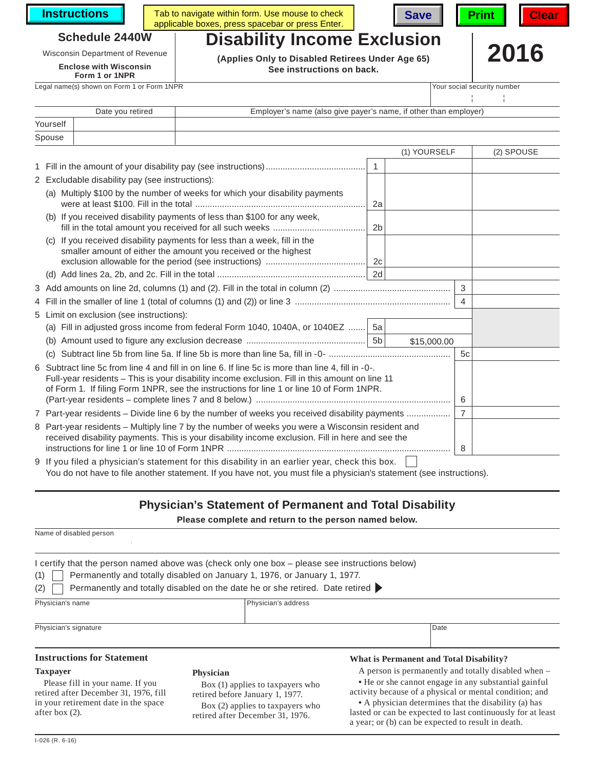Instructions | Tab to navigate within form. Use mouse to check applicable boxes, press spacebar or press Enter. | Save | Print | Clear

# Schedule 2440W

Wisconsin Department of Revenue

**Enclose with Wisconsin Form 1 or 1NPR**

# Disability Income Exclusion

**(Applies Only to Disabled Retirees Under Age 65)**
**See instructions on back.**

# 2016

Legal name(s) shown on Form 1 or Form 1NPR | Your social security number

| | Date you retired | Employer's name (also give payer's name, if other than employer) |
|---|---|---|
| Yourself | | |
| Spouse | | |

| | | (1) YOURSELF | | (2) SPOUSE |
|---|---|---|---|---|
| 1 Fill in the amount of your disability pay (see instructions) | 1 | | | |
| 2 Excludable disability pay (see instructions): | | | | |
| (a) Multiply $100 by the number of weeks for which your disability payments were at least $100. Fill in the total | 2a | | | |
| (b) If you received disability payments of less than $100 for any week, fill in the total amount you received for all such weeks | 2b | | | |
| (c) If you received disability payments for less than a week, fill in the smaller amount of either the amount you received or the highest exclusion allowable for the period (see instructions) | 2c | | | |
| (d) Add lines 2a, 2b, and 2c. Fill in the total | 2d | | | |
| 3 Add amounts on line 2d, columns (1) and (2). Fill in the total in column (2) | | | 3 | |
| 4 Fill in the smaller of line 1 (total of columns (1) and (2)) or line 3 | | | 4 | |
| 5 Limit on exclusion (see instructions): | | | | |
| (a) Fill in adjusted gross income from federal Form 1040, 1040A, or 1040EZ | 5a | | | |
| (b) Amount used to figure any exclusion decrease | 5b | $15,000.00 | | |
| (c) Subtract line 5b from line 5a. If line 5b is more than line 5a, fill in -0- | | | 5c | |
| 6 Subtract line 5c from line 4 and fill in on line 6. If line 5c is more than line 4, fill in -0-. Full-year residents – This is your disability income exclusion. Fill in this amount on line 11 of Form 1. If filing Form 1NPR, see the instructions for line 1 or line 10 of Form 1NPR. (Part-year residents – complete lines 7 and 8 below.) | | | 6 | |
| 7 Part-year residents – Divide line 6 by the number of weeks you received disability payments | | | 7 | |
| 8 Part-year residents – Multiply line 7 by the number of weeks you were a Wisconsin resident and received disability payments. This is your disability income exclusion. Fill in here and see the instructions for line 1 or line 10 of Form 1NPR | | | 8 | |

9 If you filed a physician's statement for this disability in an earlier year, check this box. ☐
You do not have to file another statement. If you have not, you must file a physician's statement (see instructions).

## Physician's Statement of Permanent and Total Disability

**Please complete and return to the person named below.**

Name of disabled person

I certify that the person named above was (check only one box – please see instructions below)

(1) ☐ Permanently and totally disabled on January 1, 1976, or January 1, 1977.

(2) ☐ Permanently and totally disabled on the date he or she retired. Date retired ▶

Physician's name | Physician's address

Physician's signature | Date

### Instructions for Statement

**Taxpayer**

Please fill in your name. If you retired after December 31, 1976, fill in your retirement date in the space after box (2).

**Physician**

Box (1) applies to taxpayers who retired before January 1, 1977.

Box (2) applies to taxpayers who retired after December 31, 1976.

### What is Permanent and Total Disability?

A person is permanently and totally disabled when –

- He or she cannot engage in any substantial gainful activity because of a physical or mental condition; and
- A physician determines that the disability (a) has lasted or can be expected to last continuously for at least a year; or (b) can be expected to result in death.

I-026 (R. 6-16)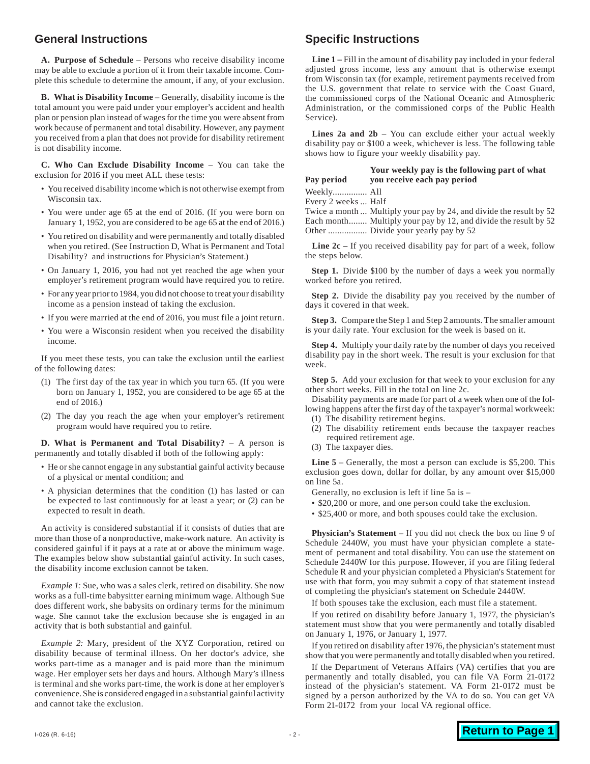## General Instructions

**A. Purpose of Schedule** – Persons who receive disability income may be able to exclude a portion of it from their taxable income. Complete this schedule to determine the amount, if any, of your exclusion.

**B. What is Disability Income** – Generally, disability income is the total amount you were paid under your employer's accident and health plan or pension plan instead of wages for the time you were absent from work because of permanent and total disability. However, any payment you received from a plan that does not provide for disability retirement is not disability income.

**C. Who Can Exclude Disability Income** – You can take the exclusion for 2016 if you meet ALL these tests:

- You received disability income which is not otherwise exempt from Wisconsin tax.
- You were under age 65 at the end of 2016. (If you were born on January 1, 1952, you are considered to be age 65 at the end of 2016.)
- You retired on disability and were permanently and totally disabled when you retired. (See Instruction D, What is Permanent and Total Disability? and instructions for Physician's Statement.)
- On January 1, 2016, you had not yet reached the age when your employer's retirement program would have required you to retire.
- For any year prior to 1984, you did not choose to treat your disability income as a pension instead of taking the exclusion.
- If you were married at the end of 2016, you must file a joint return.
- You were a Wisconsin resident when you received the disability income.

If you meet these tests, you can take the exclusion until the earliest of the following dates:

(1) The first day of the tax year in which you turn 65. (If you were born on January 1, 1952, you are considered to be age 65 at the end of 2016.)

(2) The day you reach the age when your employer's retirement program would have required you to retire.

**D. What is Permanent and Total Disability?** – A person is permanently and totally disabled if both of the following apply:

- He or she cannot engage in any substantial gainful activity because of a physical or mental condition; and
- A physician determines that the condition (1) has lasted or can be expected to last continuously for at least a year; or (2) can be expected to result in death.

An activity is considered substantial if it consists of duties that are more than those of a nonproductive, make-work nature. An activity is considered gainful if it pays at a rate at or above the minimum wage. The examples below show substantial gainful activity. In such cases, the disability income exclusion cannot be taken.

*Example 1:* Sue, who was a sales clerk, retired on disability. She now works as a full-time babysitter earning minimum wage. Although Sue does different work, she babysits on ordinary terms for the minimum wage. She cannot take the exclusion because she is engaged in an activity that is both substantial and gainful.

*Example 2:* Mary, president of the XYZ Corporation, retired on disability because of terminal illness. On her doctor's advice, she works part-time as a manager and is paid more than the minimum wage. Her employer sets her days and hours. Although Mary's illness is terminal and she works part-time, the work is done at her employer's convenience. She is considered engaged in a substantial gainful activity and cannot take the exclusion.

## Specific Instructions

**Line 1 –** Fill in the amount of disability pay included in your federal adjusted gross income, less any amount that is otherwise exempt from Wisconsin tax (for example, retirement payments received from the U.S. government that relate to service with the Coast Guard, the commissioned corps of the National Oceanic and Atmospheric Administration, or the commissioned corps of the Public Health Service).

**Lines 2a and 2b** – You can exclude either your actual weekly disability pay or $100 a week, whichever is less. The following table shows how to figure your weekly disability pay.

| Pay period | Your weekly pay is the following part of what you receive each pay period |
|---|---|
| Weekly | All |
| Every 2 weeks | Half |
| Twice a month | Multiply your pay by 24, and divide the result by 52 |
| Each month | Multiply your pay by 12, and divide the result by 52 |
| Other | Divide your yearly pay by 52 |

**Line 2c –** If you received disability pay for part of a week, follow the steps below.

**Step 1.** Divide $100 by the number of days a week you normally worked before you retired.

**Step 2.** Divide the disability pay you received by the number of days it covered in that week.

**Step 3.** Compare the Step 1 and Step 2 amounts. The smaller amount is your daily rate. Your exclusion for the week is based on it.

**Step 4.** Multiply your daily rate by the number of days you received disability pay in the short week. The result is your exclusion for that week.

**Step 5.** Add your exclusion for that week to your exclusion for any other short weeks. Fill in the total on line 2c.

Disability payments are made for part of a week when one of the following happens after the first day of the taxpayer's normal workweek:

(1) The disability retirement begins.
(2) The disability retirement ends because the taxpayer reaches required retirement age.
(3) The taxpayer dies.

**Line 5** – Generally, the most a person can exclude is $5,200. This exclusion goes down, dollar for dollar, by any amount over $15,000 on line 5a.

Generally, no exclusion is left if line 5a is –

- $20,200 or more, and one person could take the exclusion.
- $25,400 or more, and both spouses could take the exclusion.

**Physician's Statement** – If you did not check the box on line 9 of Schedule 2440W, you must have your physician complete a statement of permanent and total disability. You can use the statement on Schedule 2440W for this purpose. However, if you are filing federal Schedule R and your physician completed a Physician's Statement for use with that form, you may submit a copy of that statement instead of completing the physician's statement on Schedule 2440W.

If both spouses take the exclusion, each must file a statement.

If you retired on disability before January 1, 1977, the physician's statement must show that you were permanently and totally disabled on January 1, 1976, or January 1, 1977.

If you retired on disability after 1976, the physician's statement must show that you were permanently and totally disabled when you retired.

If the Department of Veterans Affairs (VA) certifies that you are permanently and totally disabled, you can file VA Form 21-0172 instead of the physician's statement. VA Form 21-0172 must be signed by a person authorized by the VA to do so. You can get VA Form 21-0172 from your local VA regional office.

I-026 (R. 6-16)

Return to Page 1